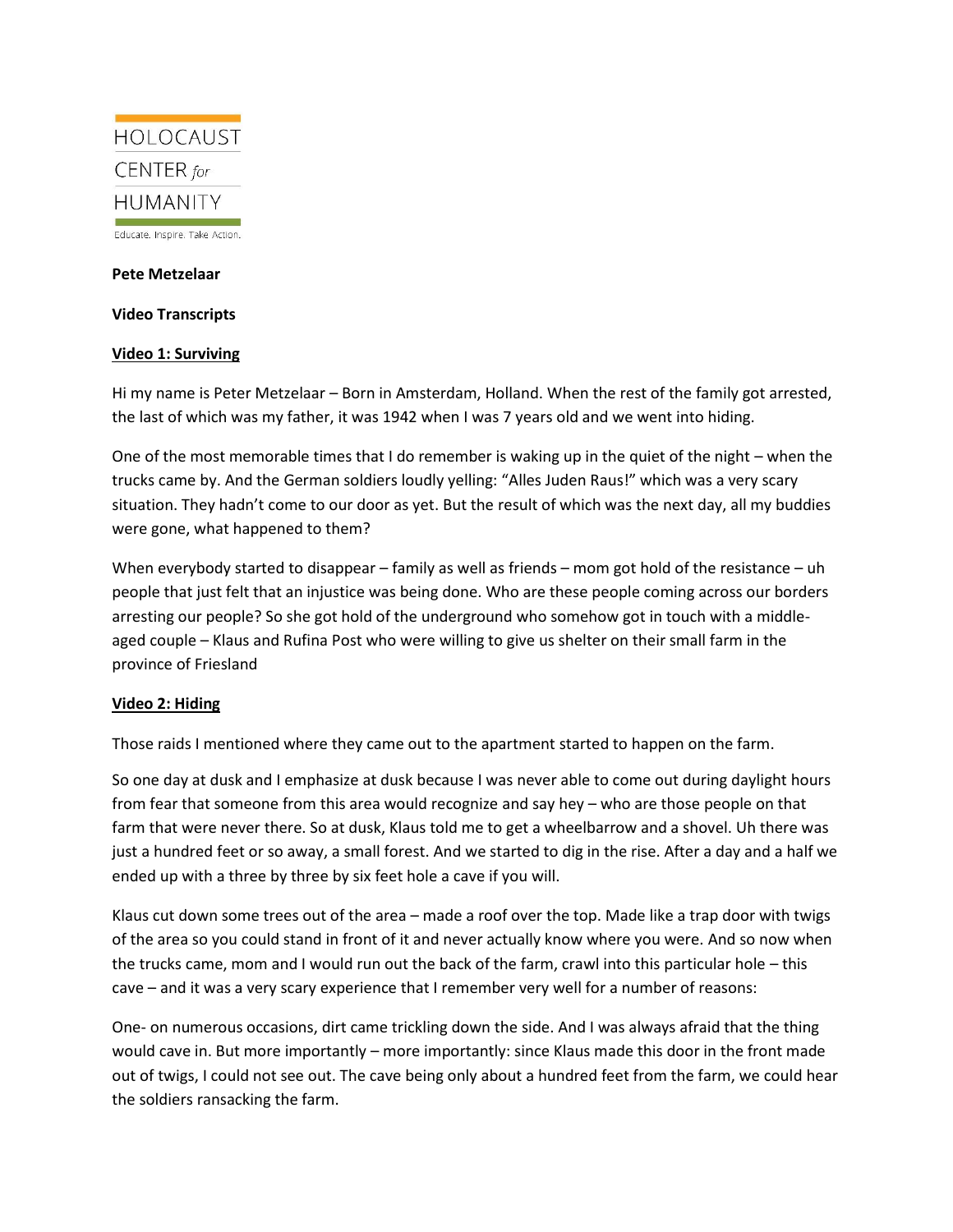HOLOCAUST
CENTER *for*
HUMANITY
Educate. Inspire. Take Action.

**Pete Metzelaar**

**Video Transcripts**

**Video 1: Surviving**

Hi my name is Peter Metzelaar – Born in Amsterdam, Holland. When the rest of the family got arrested, the last of which was my father, it was 1942 when I was 7 years old and we went into hiding.

One of the most memorable times that I do remember is waking up in the quiet of the night – when the trucks came by. And the German soldiers loudly yelling: "Alles Juden Raus!" which was a very scary situation. They hadn't come to our door as yet. But the result of which was the next day, all my buddies were gone, what happened to them?

When everybody started to disappear – family as well as friends – mom got hold of the resistance – uh people that just felt that an injustice was being done. Who are these people coming across our borders arresting our people? So she got hold of the underground who somehow got in touch with a middle-aged couple – Klaus and Rufina Post who were willing to give us shelter on their small farm in the province of Friesland

**Video 2: Hiding**

Those raids I mentioned where they came out to the apartment started to happen on the farm.

So one day at dusk and I emphasize at dusk because I was never able to come out during daylight hours from fear that someone from this area would recognize and say hey – who are those people on that farm that were never there. So at dusk, Klaus told me to get a wheelbarrow and a shovel. Uh there was just a hundred feet or so away, a small forest. And we started to dig in the rise. After a day and a half we ended up with a three by three by six feet hole a cave if you will.

Klaus cut down some trees out of the area – made a roof over the top. Made like a trap door with twigs of the area so you could stand in front of it and never actually know where you were. And so now when the trucks came, mom and I would run out the back of the farm, crawl into this particular hole – this cave – and it was a very scary experience that I remember very well for a number of reasons:

One- on numerous occasions, dirt came trickling down the side. And I was always afraid that the thing would cave in. But more importantly – more importantly: since Klaus made this door in the front made out of twigs, I could not see out. The cave being only about a hundred feet from the farm, we could hear the soldiers ransacking the farm.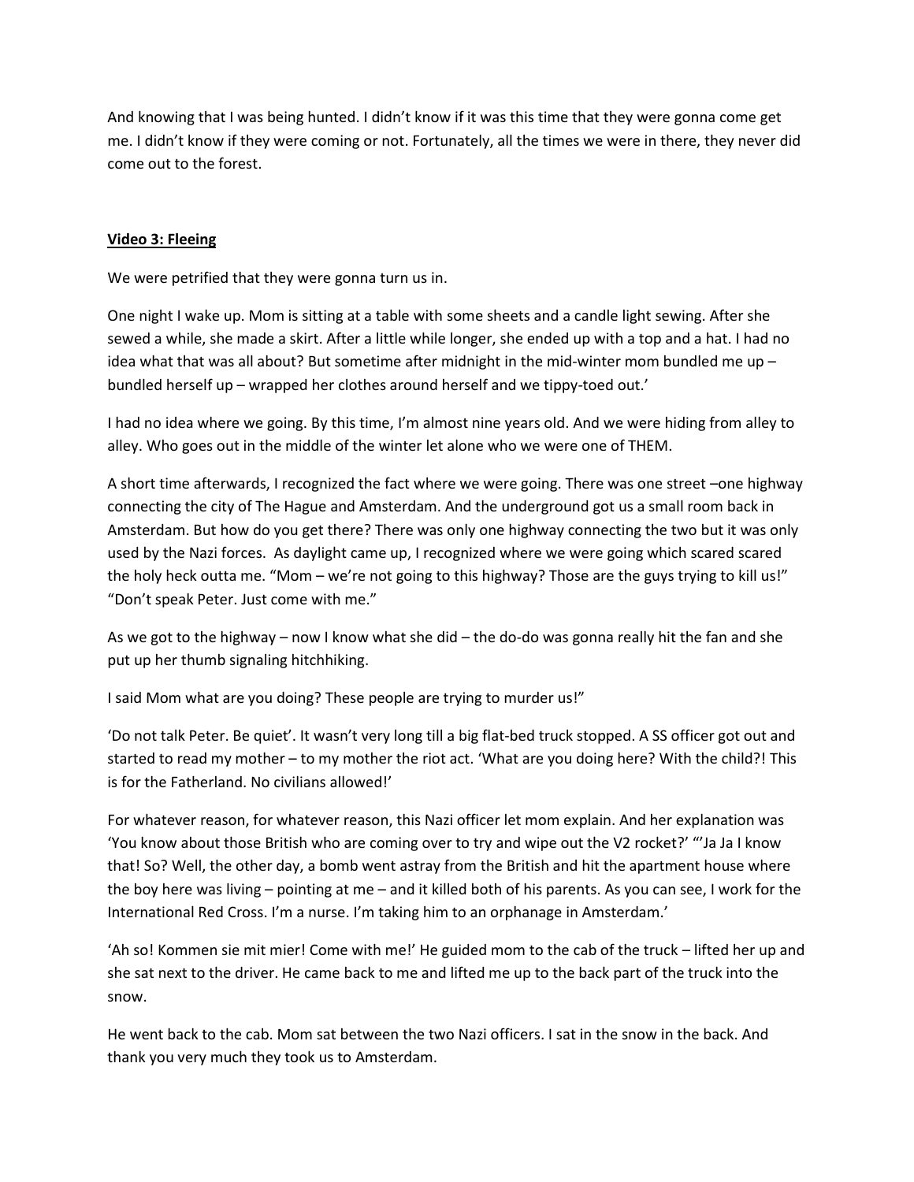And knowing that I was being hunted. I didn't know if it was this time that they were gonna come get me. I didn't know if they were coming or not. Fortunately, all the times we were in there, they never did come out to the forest.

**<u>Video 3: Fleeing</u>**

We were petrified that they were gonna turn us in.

One night I wake up. Mom is sitting at a table with some sheets and a candle light sewing. After she sewed a while, she made a skirt. After a little while longer, she ended up with a top and a hat. I had no idea what that was all about? But sometime after midnight in the mid-winter mom bundled me up – bundled herself up – wrapped her clothes around herself and we tippy-toed out.'

I had no idea where we going. By this time, I'm almost nine years old. And we were hiding from alley to alley. Who goes out in the middle of the winter let alone who we were one of THEM.

A short time afterwards, I recognized the fact where we were going. There was one street –one highway connecting the city of The Hague and Amsterdam. And the underground got us a small room back in Amsterdam. But how do you get there? There was only one highway connecting the two but it was only used by the Nazi forces. As daylight came up, I recognized where we were going which scared scared the holy heck outta me. "Mom – we're not going to this highway? Those are the guys trying to kill us!" "Don't speak Peter. Just come with me."

As we got to the highway – now I know what she did – the do-do was gonna really hit the fan and she put up her thumb signaling hitchhiking.

I said Mom what are you doing? These people are trying to murder us!"

'Do not talk Peter. Be quiet'. It wasn't very long till a big flat-bed truck stopped. A SS officer got out and started to read my mother – to my mother the riot act. 'What are you doing here? With the child?! This is for the Fatherland. No civilians allowed!'

For whatever reason, for whatever reason, this Nazi officer let mom explain. And her explanation was 'You know about those British who are coming over to try and wipe out the V2 rocket?' "'Ja Ja I know that! So? Well, the other day, a bomb went astray from the British and hit the apartment house where the boy here was living – pointing at me – and it killed both of his parents. As you can see, I work for the International Red Cross. I'm a nurse. I'm taking him to an orphanage in Amsterdam.'

'Ah so! Kommen sie mit mier! Come with me!' He guided mom to the cab of the truck – lifted her up and she sat next to the driver. He came back to me and lifted me up to the back part of the truck into the snow.

He went back to the cab. Mom sat between the two Nazi officers. I sat in the snow in the back. And thank you very much they took us to Amsterdam.